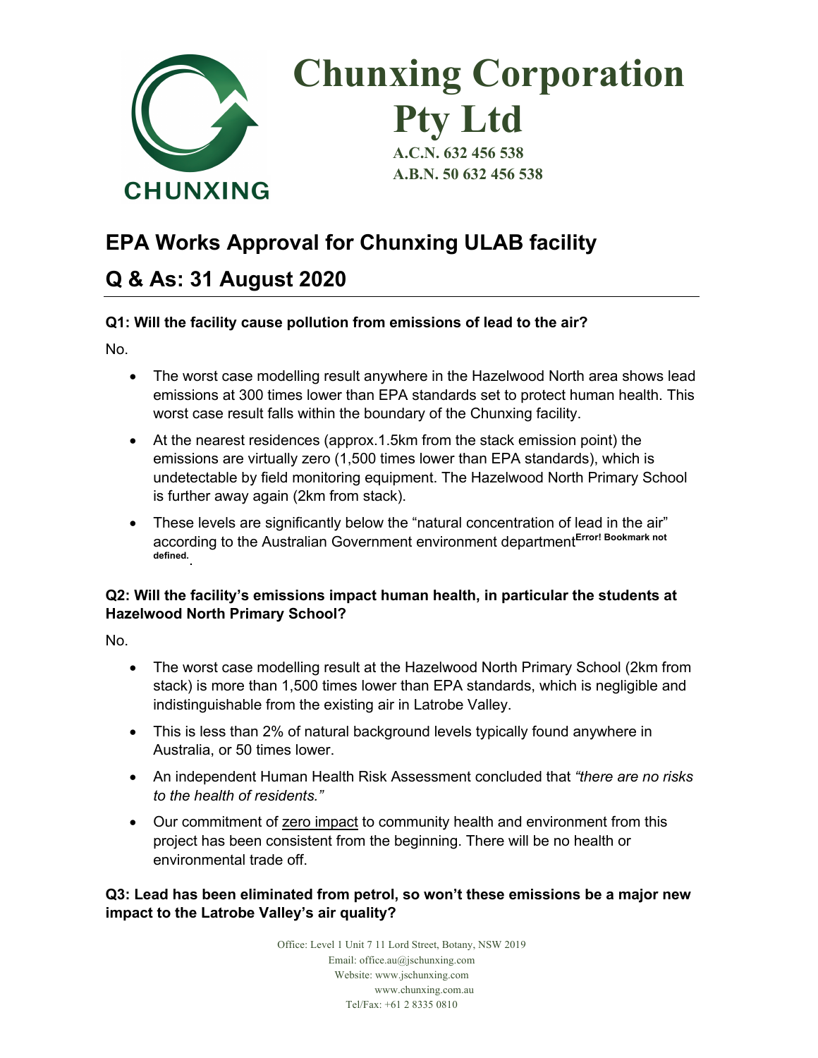# Chunxing Corporation Pty Ltd

**A.C.N. 632 456 538**
**A.B.N. 50 632 456 538**

CHUNXING

## EPA Works Approval for Chunxing ULAB facility

## Q & As: 31 August 2020

**Q1: Will the facility cause pollution from emissions of lead to the air?**

No.

- The worst case modelling result anywhere in the Hazelwood North area shows lead emissions at 300 times lower than EPA standards set to protect human health. This worst case result falls within the boundary of the Chunxing facility.
- At the nearest residences (approx.1.5km from the stack emission point) the emissions are virtually zero (1,500 times lower than EPA standards), which is undetectable by field monitoring equipment. The Hazelwood North Primary School is further away again (2km from stack).
- These levels are significantly below the "natural concentration of lead in the air" according to the Australian Government environment department[Error! Bookmark not defined.].

**Q2: Will the facility's emissions impact human health, in particular the students at Hazelwood North Primary School?**

No.

- The worst case modelling result at the Hazelwood North Primary School (2km from stack) is more than 1,500 times lower than EPA standards, which is negligible and indistinguishable from the existing air in Latrobe Valley.
- This is less than 2% of natural background levels typically found anywhere in Australia, or 50 times lower.
- An independent Human Health Risk Assessment concluded that *"there are no risks to the health of residents."*
- Our commitment of zero impact to community health and environment from this project has been consistent from the beginning. There will be no health or environmental trade off.

**Q3: Lead has been eliminated from petrol, so won't these emissions be a major new impact to the Latrobe Valley's air quality?**

Office: Level 1 Unit 7 11 Lord Street, Botany, NSW 2019
Email: office.au@jschunxing.com
Website: www.jschunxing.com
www.chunxing.com.au
Tel/Fax: +61 2 8335 0810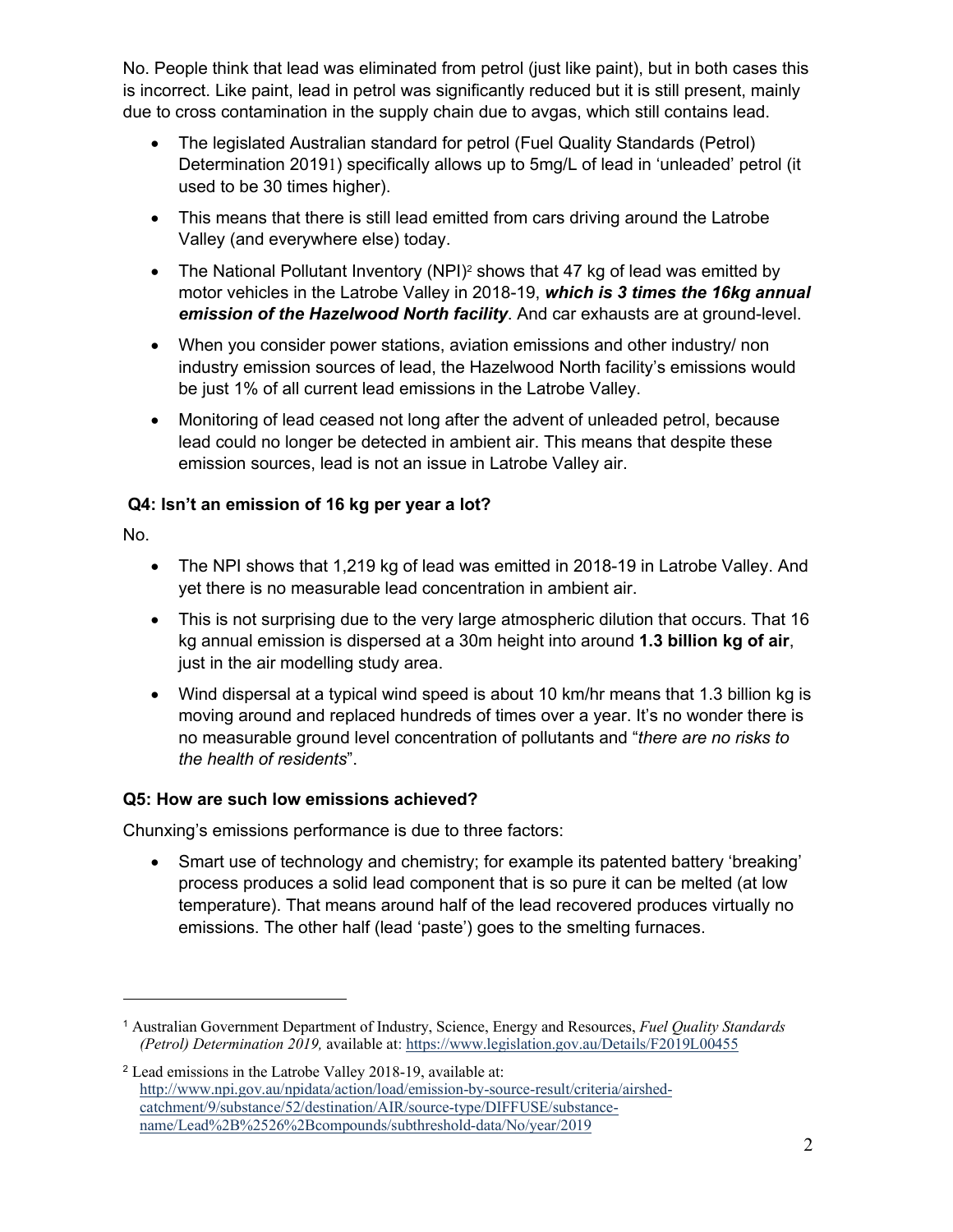No. People think that lead was eliminated from petrol (just like paint), but in both cases this is incorrect. Like paint, lead in petrol was significantly reduced but it is still present, mainly due to cross contamination in the supply chain due to avgas, which still contains lead.

- The legislated Australian standard for petrol (Fuel Quality Standards (Petrol) Determination 2019[1]) specifically allows up to 5mg/L of lead in 'unleaded' petrol (it used to be 30 times higher).
- This means that there is still lead emitted from cars driving around the Latrobe Valley (and everywhere else) today.
- The National Pollutant Inventory (NPI)[2] shows that 47 kg of lead was emitted by motor vehicles in the Latrobe Valley in 2018-19, ***which is 3 times the 16kg annual emission of the Hazelwood North facility***. And car exhausts are at ground-level.
- When you consider power stations, aviation emissions and other industry/ non industry emission sources of lead, the Hazelwood North facility's emissions would be just 1% of all current lead emissions in the Latrobe Valley.
- Monitoring of lead ceased not long after the advent of unleaded petrol, because lead could no longer be detected in ambient air. This means that despite these emission sources, lead is not an issue in Latrobe Valley air.

### Q4: Isn't an emission of 16 kg per year a lot?

No.

- The NPI shows that 1,219 kg of lead was emitted in 2018-19 in Latrobe Valley. And yet there is no measurable lead concentration in ambient air.
- This is not surprising due to the very large atmospheric dilution that occurs. That 16 kg annual emission is dispersed at a 30m height into around **1.3 billion kg of air**, just in the air modelling study area.
- Wind dispersal at a typical wind speed is about 10 km/hr means that 1.3 billion kg is moving around and replaced hundreds of times over a year. It's no wonder there is no measurable ground level concentration of pollutants and "*there are no risks to the health of residents*".

### Q5: How are such low emissions achieved?

Chunxing's emissions performance is due to three factors:

- Smart use of technology and chemistry; for example its patented battery 'breaking' process produces a solid lead component that is so pure it can be melted (at low temperature). That means around half of the lead recovered produces virtually no emissions. The other half (lead 'paste') goes to the smelting furnaces.

---

[1] Australian Government Department of Industry, Science, Energy and Resources, *Fuel Quality Standards (Petrol) Determination 2019,* available at: https://www.legislation.gov.au/Details/F2019L00455

[2] Lead emissions in the Latrobe Valley 2018-19, available at: http://www.npi.gov.au/npidata/action/load/emission-by-source-result/criteria/airshed-catchment/9/substance/52/destination/AIR/source-type/DIFFUSE/substance-name/Lead%2B%2526%2Bcompounds/subthreshold-data/No/year/2019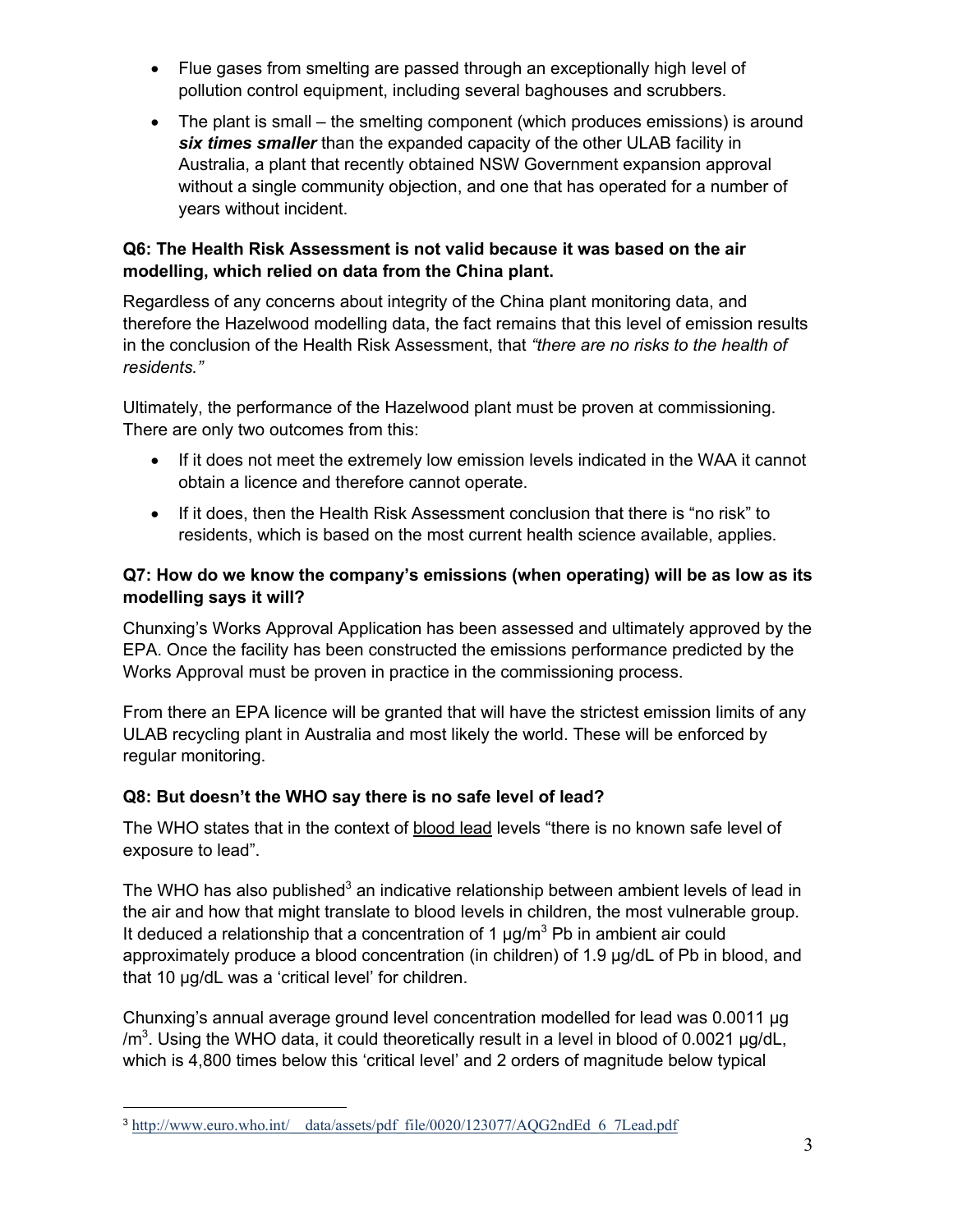- Flue gases from smelting are passed through an exceptionally high level of pollution control equipment, including several baghouses and scrubbers.
- The plant is small – the smelting component (which produces emissions) is around ***six times smaller*** than the expanded capacity of the other ULAB facility in Australia, a plant that recently obtained NSW Government expansion approval without a single community objection, and one that has operated for a number of years without incident.

**Q6: The Health Risk Assessment is not valid because it was based on the air modelling, which relied on data from the China plant.**

Regardless of any concerns about integrity of the China plant monitoring data, and therefore the Hazelwood modelling data, the fact remains that this level of emission results in the conclusion of the Health Risk Assessment, that *"there are no risks to the health of residents."*

Ultimately, the performance of the Hazelwood plant must be proven at commissioning. There are only two outcomes from this:

- If it does not meet the extremely low emission levels indicated in the WAA it cannot obtain a licence and therefore cannot operate.
- If it does, then the Health Risk Assessment conclusion that there is "no risk" to residents, which is based on the most current health science available, applies.

**Q7: How do we know the company's emissions (when operating) will be as low as its modelling says it will?**

Chunxing's Works Approval Application has been assessed and ultimately approved by the EPA. Once the facility has been constructed the emissions performance predicted by the Works Approval must be proven in practice in the commissioning process.

From there an EPA licence will be granted that will have the strictest emission limits of any ULAB recycling plant in Australia and most likely the world. These will be enforced by regular monitoring.

**Q8: But doesn't the WHO say there is no safe level of lead?**

The WHO states that in the context of blood lead levels "there is no known safe level of exposure to lead".

The WHO has also published[3] an indicative relationship between ambient levels of lead in the air and how that might translate to blood levels in children, the most vulnerable group. It deduced a relationship that a concentration of 1 μg/m$^3$ Pb in ambient air could approximately produce a blood concentration (in children) of 1.9 μg/dL of Pb in blood, and that 10 μg/dL was a 'critical level' for children.

Chunxing's annual average ground level concentration modelled for lead was 0.0011 μg /m$^3$. Using the WHO data, it could theoretically result in a level in blood of 0.0021 μg/dL, which is 4,800 times below this 'critical level' and 2 orders of magnitude below typical

[3] http://www.euro.who.int/__data/assets/pdf_file/0020/123077/AQG2ndEd_6_7Lead.pdf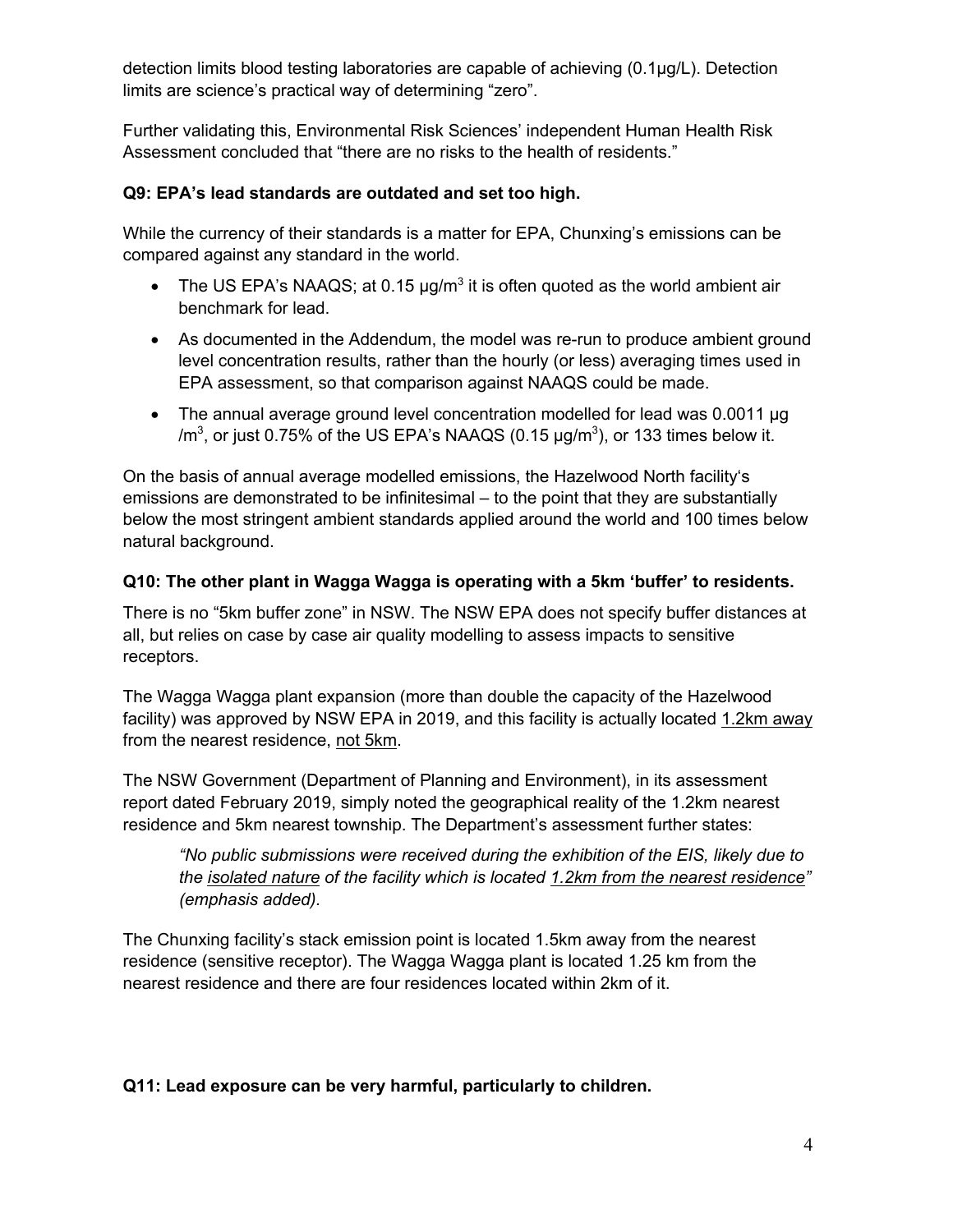detection limits blood testing laboratories are capable of achieving (0.1µg/L). Detection limits are science's practical way of determining "zero".

Further validating this, Environmental Risk Sciences' independent Human Health Risk Assessment concluded that "there are no risks to the health of residents."

**Q9: EPA's lead standards are outdated and set too high.**

While the currency of their standards is a matter for EPA, Chunxing's emissions can be compared against any standard in the world.

- The US EPA's NAAQS; at 0.15 µg/$m^3$ it is often quoted as the world ambient air benchmark for lead.
- As documented in the Addendum, the model was re-run to produce ambient ground level concentration results, rather than the hourly (or less) averaging times used in EPA assessment, so that comparison against NAAQS could be made.
- The annual average ground level concentration modelled for lead was 0.0011 µg /$m^3$, or just 0.75% of the US EPA's NAAQS (0.15 µg/$m^3$), or 133 times below it.

On the basis of annual average modelled emissions, the Hazelwood North facility's emissions are demonstrated to be infinitesimal – to the point that they are substantially below the most stringent ambient standards applied around the world and 100 times below natural background.

**Q10: The other plant in Wagga Wagga is operating with a 5km 'buffer' to residents.**

There is no "5km buffer zone" in NSW. The NSW EPA does not specify buffer distances at all, but relies on case by case air quality modelling to assess impacts to sensitive receptors.

The Wagga Wagga plant expansion (more than double the capacity of the Hazelwood facility) was approved by NSW EPA in 2019, and this facility is actually located 1.2km away from the nearest residence, not 5km.

The NSW Government (Department of Planning and Environment), in its assessment report dated February 2019, simply noted the geographical reality of the 1.2km nearest residence and 5km nearest township. The Department's assessment further states:

> *"No public submissions were received during the exhibition of the EIS, likely due to the isolated nature of the facility which is located 1.2km from the nearest residence" (emphasis added).*

The Chunxing facility's stack emission point is located 1.5km away from the nearest residence (sensitive receptor). The Wagga Wagga plant is located 1.25 km from the nearest residence and there are four residences located within 2km of it.

**Q11: Lead exposure can be very harmful, particularly to children.**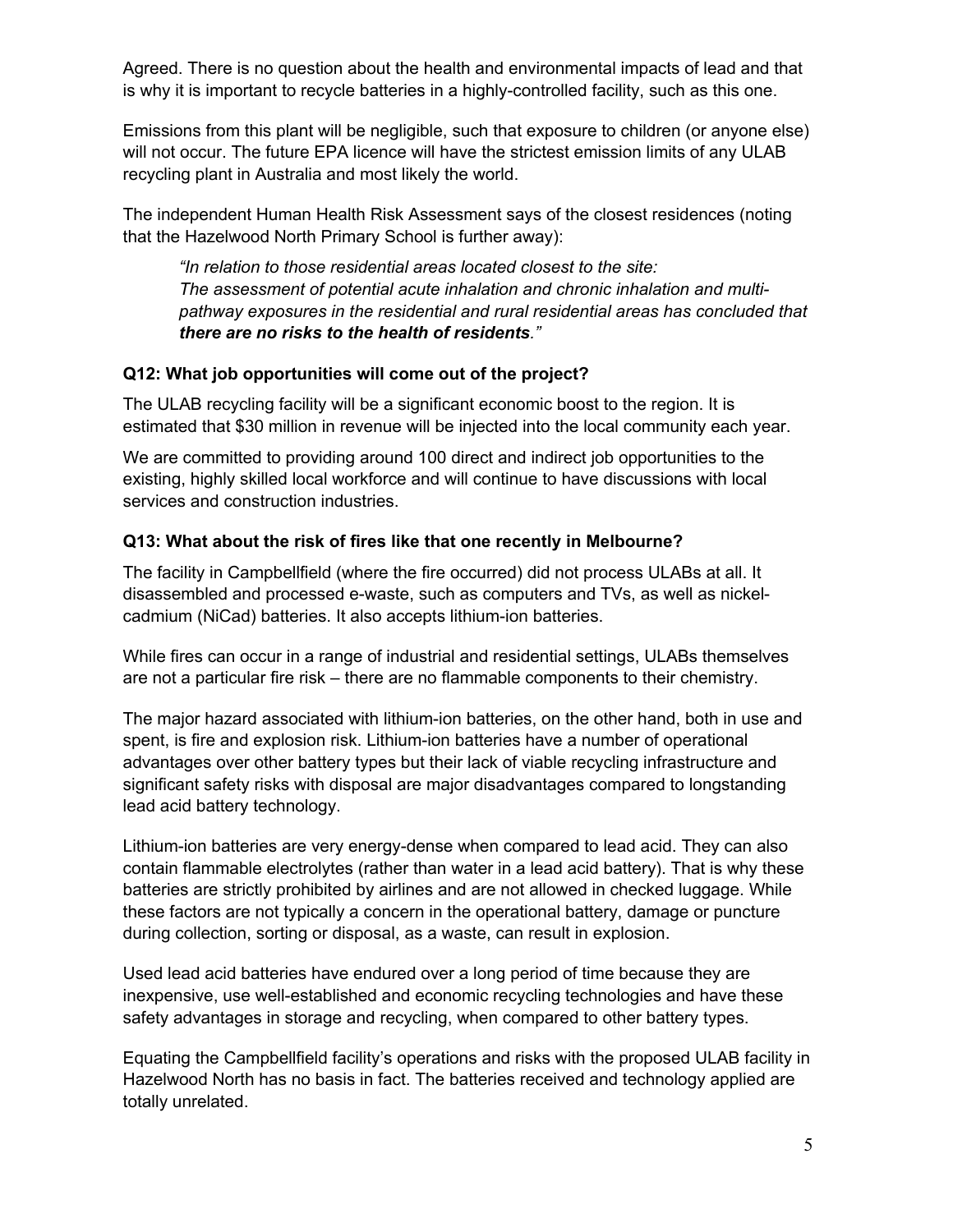Agreed. There is no question about the health and environmental impacts of lead and that is why it is important to recycle batteries in a highly-controlled facility, such as this one.

Emissions from this plant will be negligible, such that exposure to children (or anyone else) will not occur. The future EPA licence will have the strictest emission limits of any ULAB recycling plant in Australia and most likely the world.

The independent Human Health Risk Assessment says of the closest residences (noting that the Hazelwood North Primary School is further away):

> *"In relation to those residential areas located closest to the site:*
> *The assessment of potential acute inhalation and chronic inhalation and multi-pathway exposures in the residential and rural residential areas has concluded that* ***there are no risks to the health of residents****."*

### Q12: What job opportunities will come out of the project?

The ULAB recycling facility will be a significant economic boost to the region. It is estimated that $30 million in revenue will be injected into the local community each year.

We are committed to providing around 100 direct and indirect job opportunities to the existing, highly skilled local workforce and will continue to have discussions with local services and construction industries.

### Q13: What about the risk of fires like that one recently in Melbourne?

The facility in Campbellfield (where the fire occurred) did not process ULABs at all. It disassembled and processed e-waste, such as computers and TVs, as well as nickel-cadmium (NiCad) batteries. It also accepts lithium-ion batteries.

While fires can occur in a range of industrial and residential settings, ULABs themselves are not a particular fire risk – there are no flammable components to their chemistry.

The major hazard associated with lithium-ion batteries, on the other hand, both in use and spent, is fire and explosion risk. Lithium-ion batteries have a number of operational advantages over other battery types but their lack of viable recycling infrastructure and significant safety risks with disposal are major disadvantages compared to longstanding lead acid battery technology.

Lithium-ion batteries are very energy-dense when compared to lead acid. They can also contain flammable electrolytes (rather than water in a lead acid battery). That is why these batteries are strictly prohibited by airlines and are not allowed in checked luggage. While these factors are not typically a concern in the operational battery, damage or puncture during collection, sorting or disposal, as a waste, can result in explosion.

Used lead acid batteries have endured over a long period of time because they are inexpensive, use well-established and economic recycling technologies and have these safety advantages in storage and recycling, when compared to other battery types.

Equating the Campbellfield facility's operations and risks with the proposed ULAB facility in Hazelwood North has no basis in fact. The batteries received and technology applied are totally unrelated.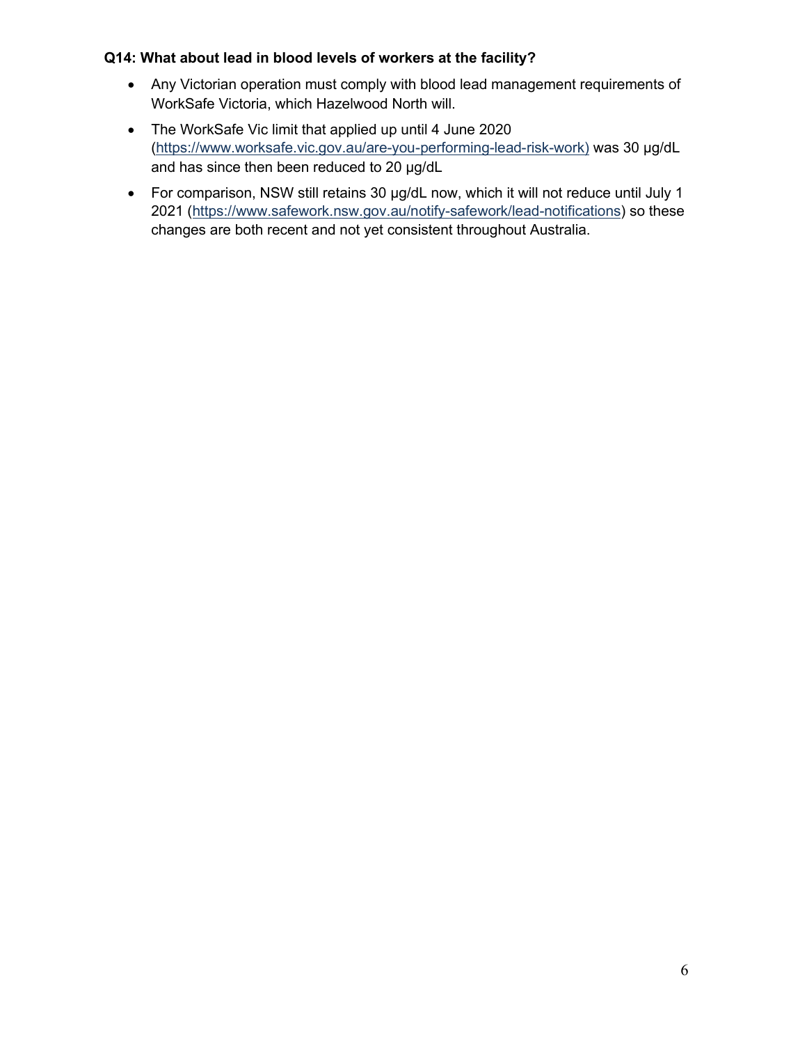**Q14: What about lead in blood levels of workers at the facility?**

- Any Victorian operation must comply with blood lead management requirements of WorkSafe Victoria, which Hazelwood North will.
- The WorkSafe Vic limit that applied up until 4 June 2020 (https://www.worksafe.vic.gov.au/are-you-performing-lead-risk-work) was 30 µg/dL and has since then been reduced to 20 µg/dL
- For comparison, NSW still retains 30 µg/dL now, which it will not reduce until July 1 2021 (https://www.safework.nsw.gov.au/notify-safework/lead-notifications) so these changes are both recent and not yet consistent throughout Australia.